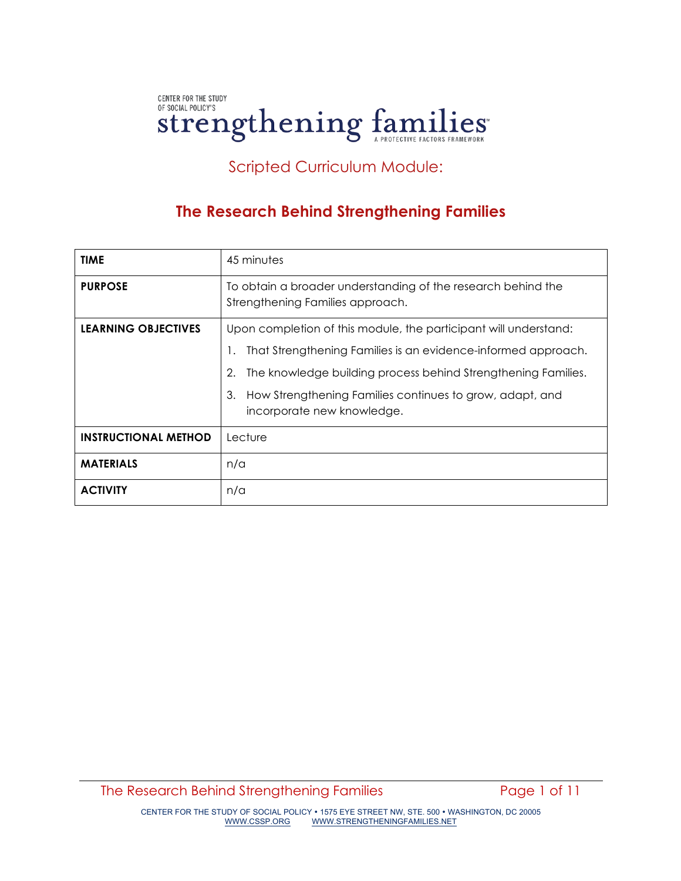CENTER FOR THE STUDY OF SOCIAL POLICY'S

# strengthening families

A PROTECTIVE FACTORS FRAMEWORK

## Scripted Curriculum Module:

## The Research Behind Strengthening Families

| | |
|---|---|
| **TIME** | 45 minutes |
| **PURPOSE** | To obtain a broader understanding of the research behind the Strengthening Families approach. |
| **LEARNING OBJECTIVES** | Upon completion of this module, the participant will understand:<br>1. That Strengthening Families is an evidence-informed approach.<br>2. The knowledge building process behind Strengthening Families.<br>3. How Strengthening Families continues to grow, adapt, and incorporate new knowledge. |
| **INSTRUCTIONAL METHOD** | Lecture |
| **MATERIALS** | n/a |
| **ACTIVITY** | n/a |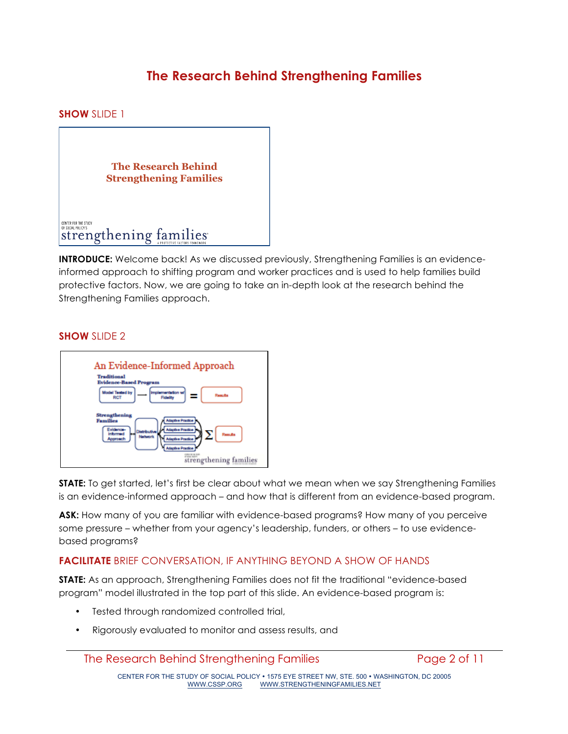# The Research Behind Strengthening Families

**SHOW** SLIDE 1

**INTRODUCE:** Welcome back! As we discussed previously, Strengthening Families is an evidence-informed approach to shifting program and worker practices and is used to help families build protective factors. Now, we are going to take an in-depth look at the research behind the Strengthening Families approach.

**SHOW** SLIDE 2

**STATE:** To get started, let's first be clear about what we mean when we say Strengthening Families is an evidence-informed approach – and how that is different from an evidence-based program.

**ASK:** How many of you are familiar with evidence-based programs? How many of you perceive some pressure – whether from your agency's leadership, funders, or others – to use evidence-based programs?

**FACILITATE** BRIEF CONVERSATION, IF ANYTHING BEYOND A SHOW OF HANDS

**STATE:** As an approach, Strengthening Families does not fit the traditional "evidence-based program" model illustrated in the top part of this slide. An evidence-based program is:

- Tested through randomized controlled trial,
- Rigorously evaluated to monitor and assess results, and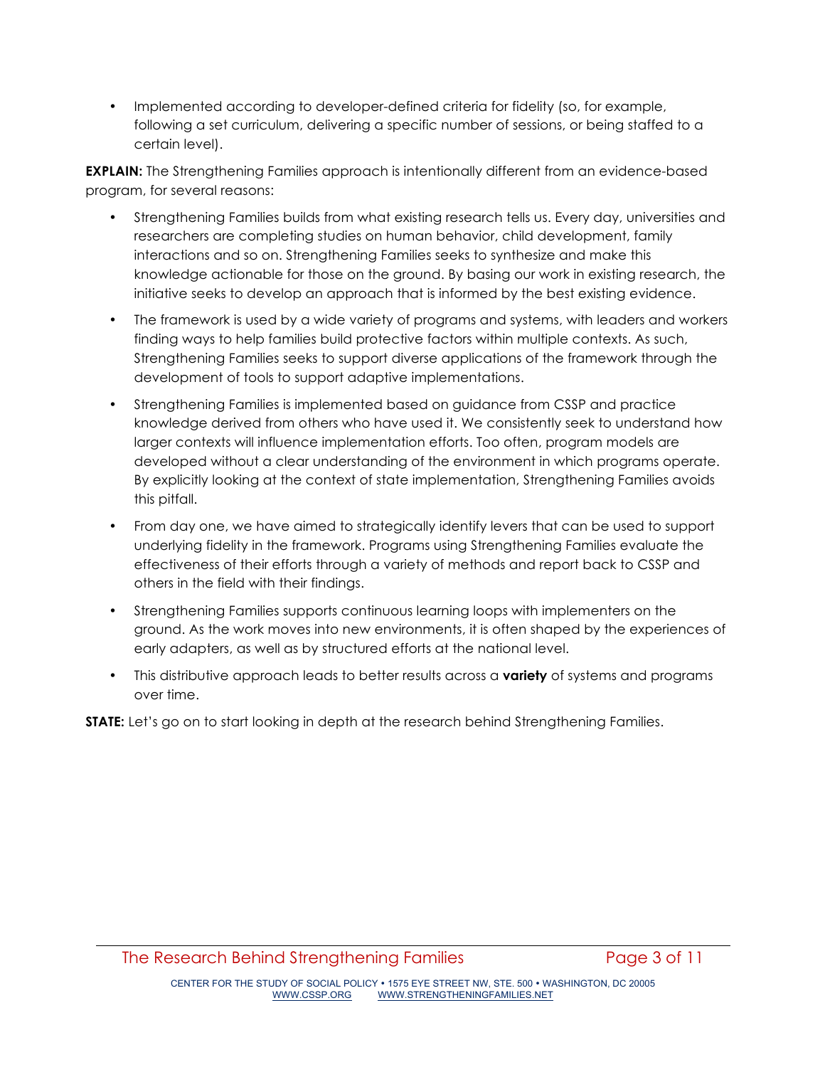- Implemented according to developer-defined criteria for fidelity (so, for example, following a set curriculum, delivering a specific number of sessions, or being staffed to a certain level).

**EXPLAIN:** The Strengthening Families approach is intentionally different from an evidence-based program, for several reasons:

- Strengthening Families builds from what existing research tells us. Every day, universities and researchers are completing studies on human behavior, child development, family interactions and so on. Strengthening Families seeks to synthesize and make this knowledge actionable for those on the ground. By basing our work in existing research, the initiative seeks to develop an approach that is informed by the best existing evidence.
- The framework is used by a wide variety of programs and systems, with leaders and workers finding ways to help families build protective factors within multiple contexts. As such, Strengthening Families seeks to support diverse applications of the framework through the development of tools to support adaptive implementations.
- Strengthening Families is implemented based on guidance from CSSP and practice knowledge derived from others who have used it. We consistently seek to understand how larger contexts will influence implementation efforts. Too often, program models are developed without a clear understanding of the environment in which programs operate. By explicitly looking at the context of state implementation, Strengthening Families avoids this pitfall.
- From day one, we have aimed to strategically identify levers that can be used to support underlying fidelity in the framework. Programs using Strengthening Families evaluate the effectiveness of their efforts through a variety of methods and report back to CSSP and others in the field with their findings.
- Strengthening Families supports continuous learning loops with implementers on the ground. As the work moves into new environments, it is often shaped by the experiences of early adapters, as well as by structured efforts at the national level.
- This distributive approach leads to better results across a **variety** of systems and programs over time.

**STATE:** Let's go on to start looking in depth at the research behind Strengthening Families.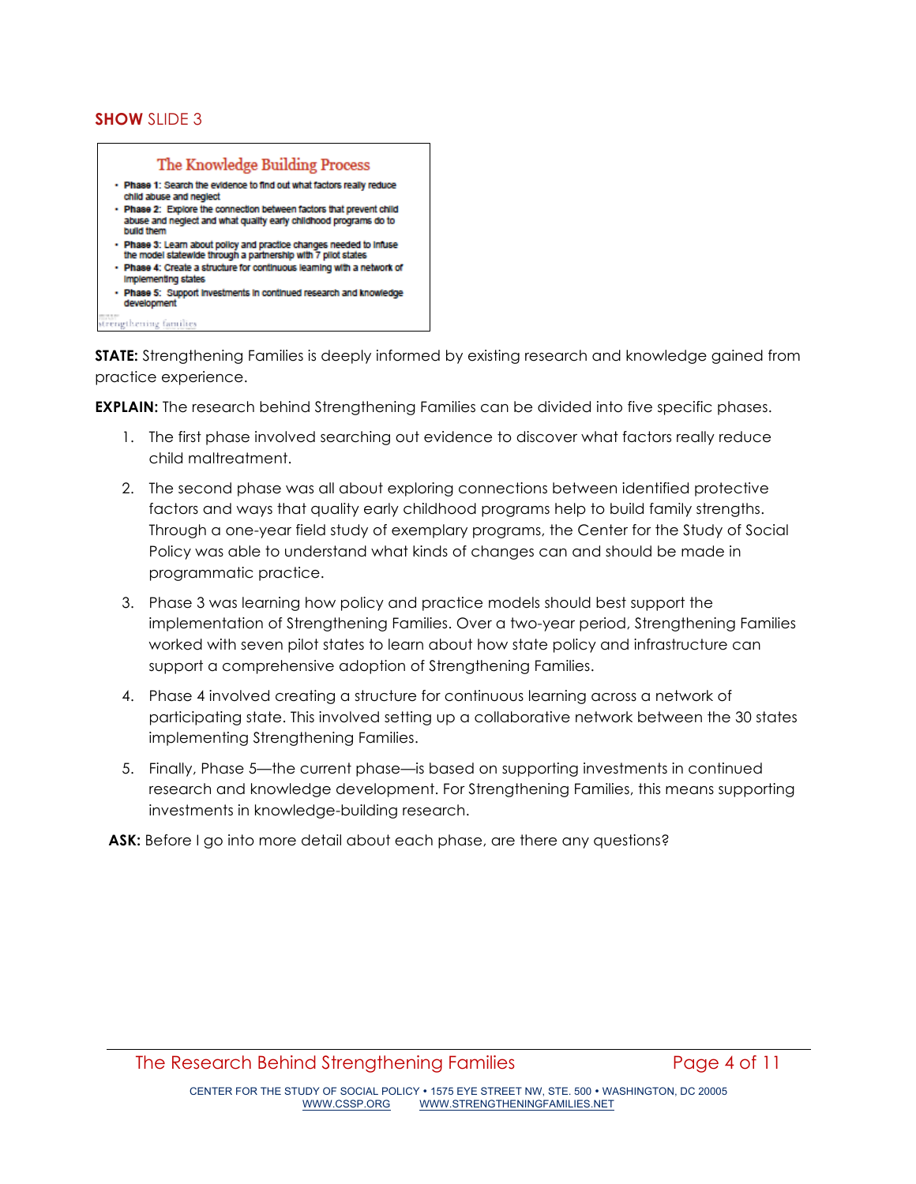**SHOW** SLIDE 3

The Knowledge Building Process

- **Phase 1:** Search the evidence to find out what factors really reduce child abuse and neglect
- **Phase 2:** Explore the connection between factors that prevent child abuse and neglect and what quality early childhood programs do to build them
- **Phase 3:** Learn about policy and practice changes needed to infuse the model statewide through a partnership with 7 pilot states
- **Phase 4:** Create a structure for continuous learning with a network of implementing states
- **Phase 5:** Support investments in continued research and knowledge development

**STATE:** Strengthening Families is deeply informed by existing research and knowledge gained from practice experience.

**EXPLAIN:** The research behind Strengthening Families can be divided into five specific phases.

1. The first phase involved searching out evidence to discover what factors really reduce child maltreatment.
2. The second phase was all about exploring connections between identified protective factors and ways that quality early childhood programs help to build family strengths. Through a one-year field study of exemplary programs, the Center for the Study of Social Policy was able to understand what kinds of changes can and should be made in programmatic practice.
3. Phase 3 was learning how policy and practice models should best support the implementation of Strengthening Families. Over a two-year period, Strengthening Families worked with seven pilot states to learn about how state policy and infrastructure can support a comprehensive adoption of Strengthening Families.
4. Phase 4 involved creating a structure for continuous learning across a network of participating state. This involved setting up a collaborative network between the 30 states implementing Strengthening Families.
5. Finally, Phase 5—the current phase—is based on supporting investments in continued research and knowledge development. For Strengthening Families, this means supporting investments in knowledge-building research.

**ASK:** Before I go into more detail about each phase, are there any questions?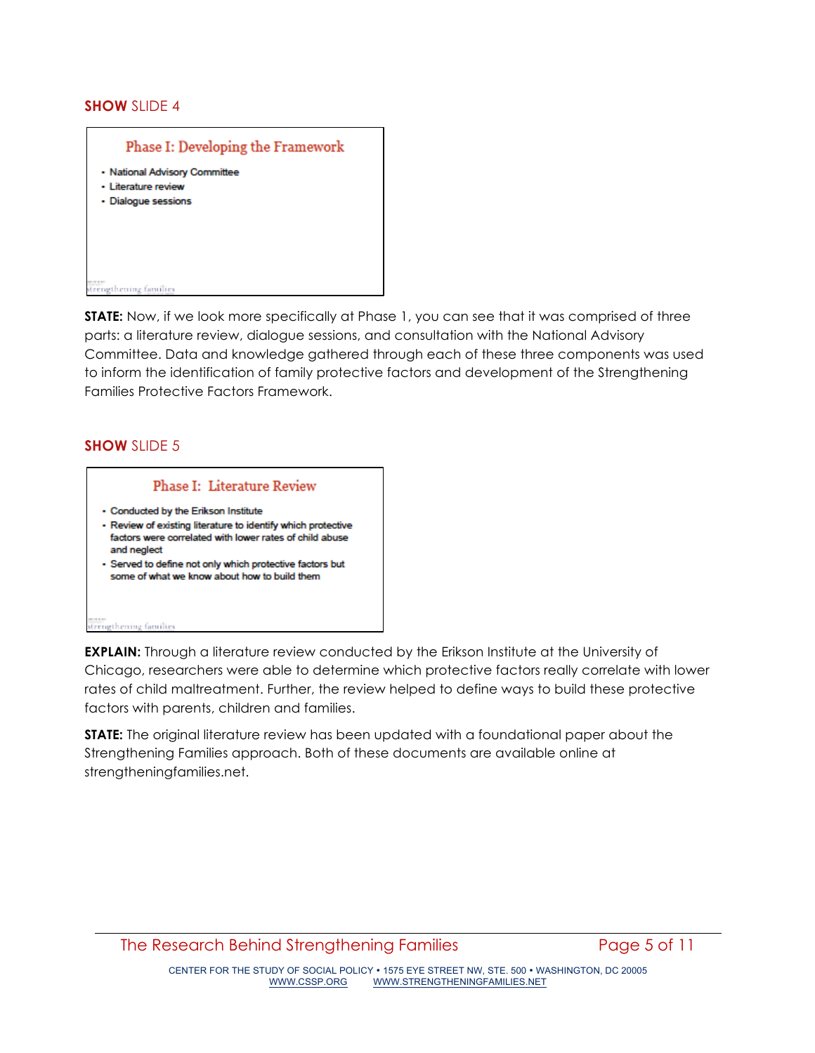**SHOW** SLIDE 4

**Phase I: Developing the Framework**

- National Advisory Committee
- Literature review
- Dialogue sessions

**STATE:** Now, if we look more specifically at Phase 1, you can see that it was comprised of three parts: a literature review, dialogue sessions, and consultation with the National Advisory Committee. Data and knowledge gathered through each of these three components was used to inform the identification of family protective factors and development of the Strengthening Families Protective Factors Framework.

**SHOW** SLIDE 5

**Phase I: Literature Review**

- Conducted by the Erikson Institute
- Review of existing literature to identify which protective factors were correlated with lower rates of child abuse and neglect
- Served to define not only which protective factors but some of what we know about how to build them

**EXPLAIN:** Through a literature review conducted by the Erikson Institute at the University of Chicago, researchers were able to determine which protective factors really correlate with lower rates of child maltreatment. Further, the review helped to define ways to build these protective factors with parents, children and families.

**STATE:** The original literature review has been updated with a foundational paper about the Strengthening Families approach. Both of these documents are available online at strengtheningfamilies.net.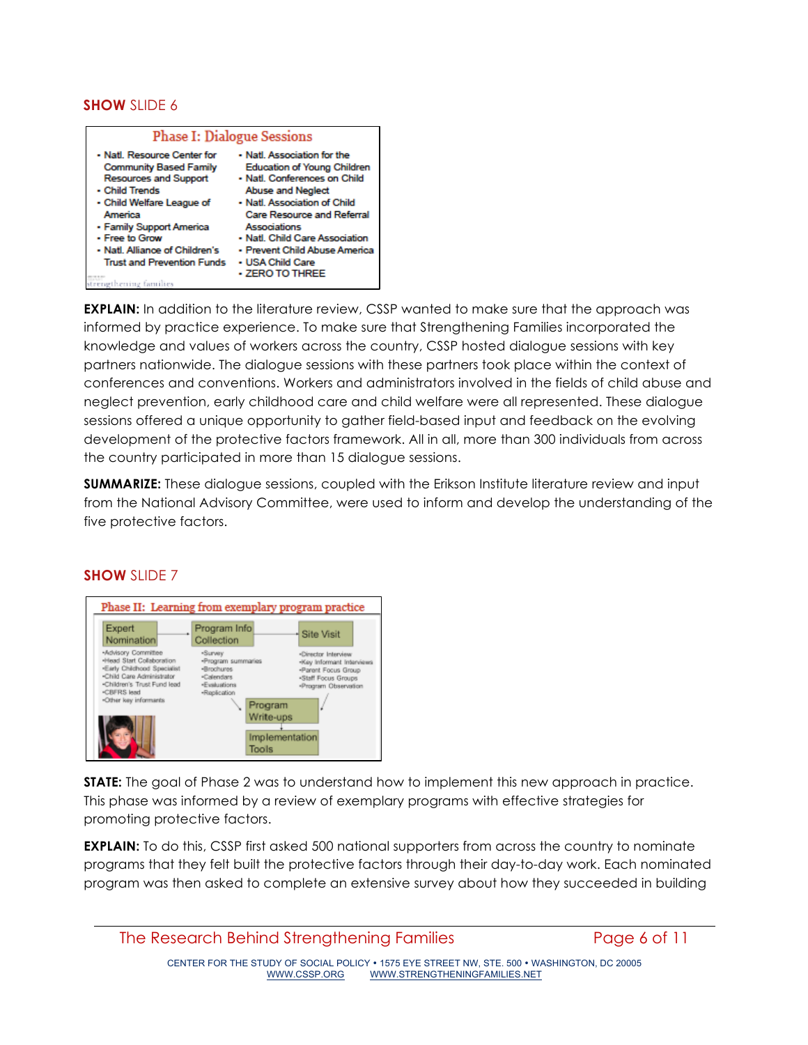**SHOW** SLIDE 6

**Phase I: Dialogue Sessions**

- Natl. Resource Center for Community Based Family Resources and Support
- Child Trends
- Child Welfare League of America
- Family Support America
- Free to Grow
- Natl. Alliance of Children's Trust and Prevention Funds
- Natl. Association for the Education of Young Children
- Natl. Conferences on Child Abuse and Neglect
- Natl. Association of Child Care Resource and Referral Associations
- Natl. Child Care Association
- Prevent Child Abuse America
- USA Child Care
- ZERO TO THREE

**EXPLAIN:** In addition to the literature review, CSSP wanted to make sure that the approach was informed by practice experience. To make sure that Strengthening Families incorporated the knowledge and values of workers across the country, CSSP hosted dialogue sessions with key partners nationwide. The dialogue sessions with these partners took place within the context of conferences and conventions. Workers and administrators involved in the fields of child abuse and neglect prevention, early childhood care and child welfare were all represented. These dialogue sessions offered a unique opportunity to gather field-based input and feedback on the evolving development of the protective factors framework. All in all, more than 300 individuals from across the country participated in more than 15 dialogue sessions.

**SUMMARIZE:** These dialogue sessions, coupled with the Erikson Institute literature review and input from the National Advisory Committee, were used to inform and develop the understanding of the five protective factors.

**SHOW** SLIDE 7

**Phase II: Learning from exemplary program practice**

Expert Nomination → Program Info Collection → Site Visit → Program Write-ups → Implementation Tools

- Expert Nomination: Advisory Committee; Head Start Collaboration; Early Childhood Specialist; Child Care Administrator; Children's Trust Fund lead; CBFRS lead; Other key informants
- Program Info Collection: Survey; Program summaries; Brochures; Calendars; Evaluations; Replication
- Site Visit: Director Interview; Key Informant Interviews; Parent Focus Group; Staff Focus Groups; Program Observation

**STATE:** The goal of Phase 2 was to understand how to implement this new approach in practice. This phase was informed by a review of exemplary programs with effective strategies for promoting protective factors.

**EXPLAIN:** To do this, CSSP first asked 500 national supporters from across the country to nominate programs that they felt built the protective factors through their day-to-day work. Each nominated program was then asked to complete an extensive survey about how they succeeded in building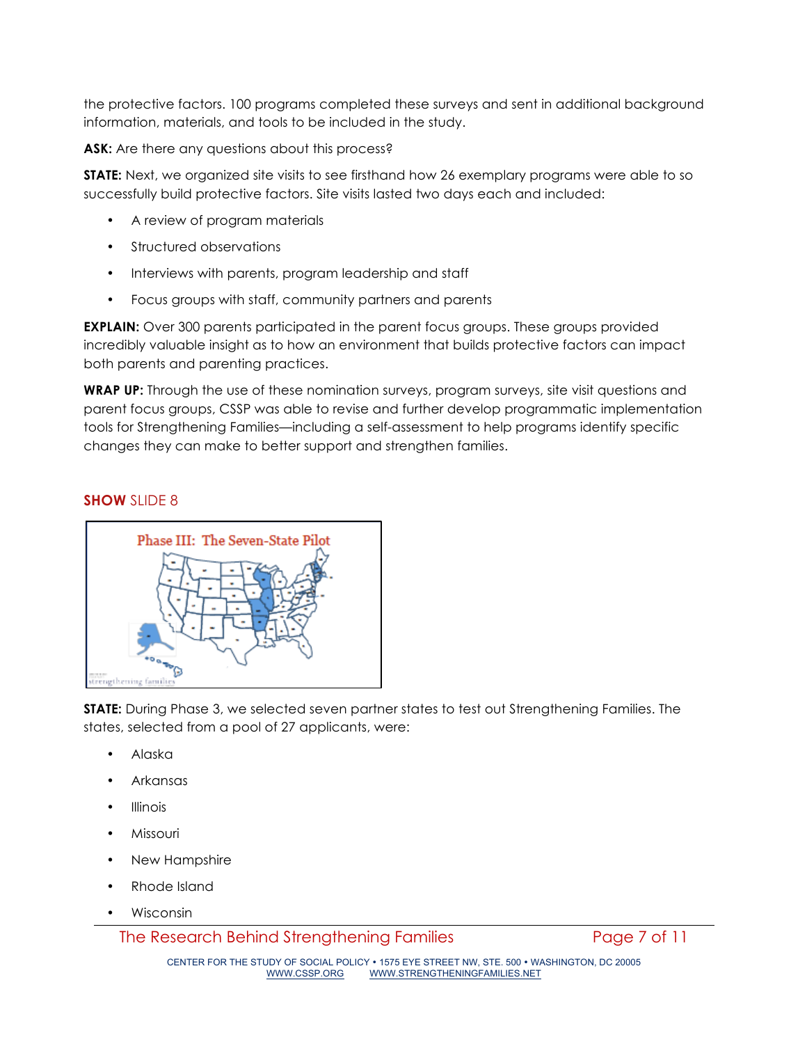the protective factors. 100 programs completed these surveys and sent in additional background information, materials, and tools to be included in the study.

**ASK:** Are there any questions about this process?

**STATE:** Next, we organized site visits to see firsthand how 26 exemplary programs were able to so successfully build protective factors. Site visits lasted two days each and included:

- A review of program materials
- Structured observations
- Interviews with parents, program leadership and staff
- Focus groups with staff, community partners and parents

**EXPLAIN:** Over 300 parents participated in the parent focus groups. These groups provided incredibly valuable insight as to how an environment that builds protective factors can impact both parents and parenting practices.

**WRAP UP:** Through the use of these nomination surveys, program surveys, site visit questions and parent focus groups, CSSP was able to revise and further develop programmatic implementation tools for Strengthening Families—including a self-assessment to help programs identify specific changes they can make to better support and strengthen families.

**SHOW** SLIDE 8

Phase III: The Seven-State Pilot

**STATE:** During Phase 3, we selected seven partner states to test out Strengthening Families. The states, selected from a pool of 27 applicants, were:

- Alaska
- Arkansas
- Illinois
- Missouri
- New Hampshire
- Rhode Island
- Wisconsin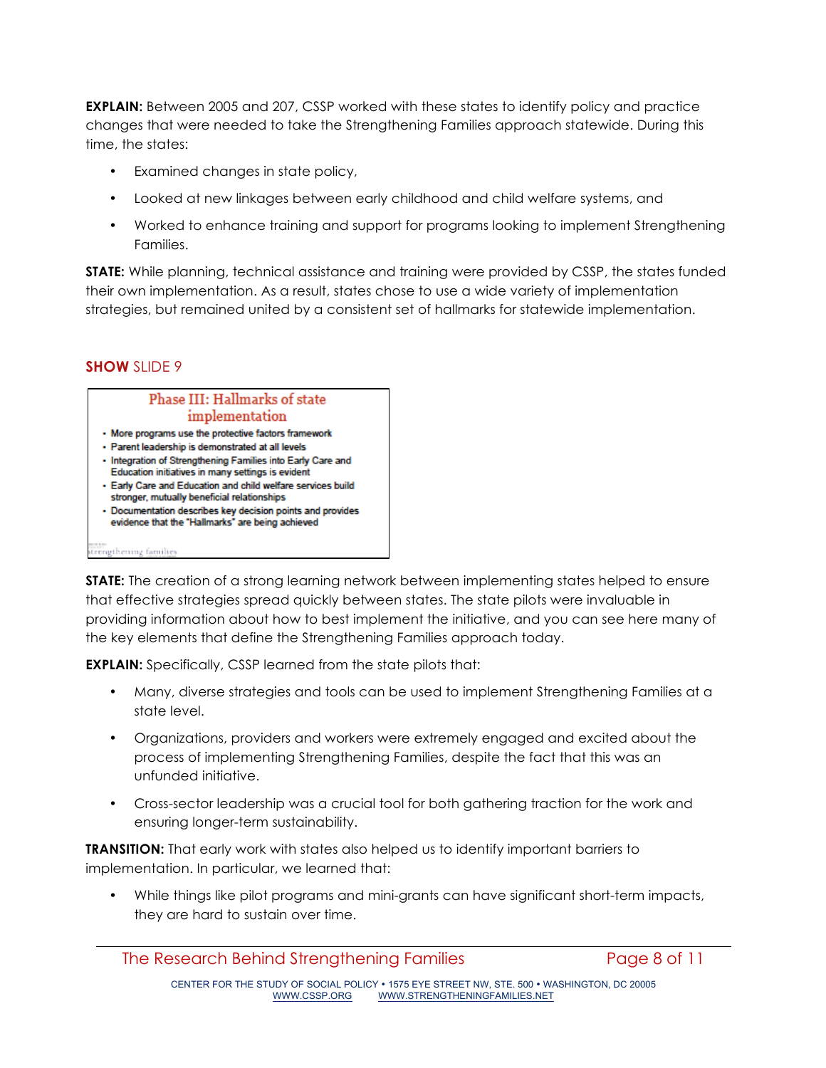**EXPLAIN:** Between 2005 and 207, CSSP worked with these states to identify policy and practice changes that were needed to take the Strengthening Families approach statewide. During this time, the states:

- Examined changes in state policy,
- Looked at new linkages between early childhood and child welfare systems, and
- Worked to enhance training and support for programs looking to implement Strengthening Families.

**STATE:** While planning, technical assistance and training were provided by CSSP, the states funded their own implementation. As a result, states chose to use a wide variety of implementation strategies, but remained united by a consistent set of hallmarks for statewide implementation.

**SHOW** SLIDE 9

Phase III: Hallmarks of state implementation

- More programs use the protective factors framework
- Parent leadership is demonstrated at all levels
- Integration of Strengthening Families into Early Care and Education initiatives in many settings is evident
- Early Care and Education and child welfare services build stronger, mutually beneficial relationships
- Documentation describes key decision points and provides evidence that the "Hallmarks" are being achieved

strengthening families

**STATE:** The creation of a strong learning network between implementing states helped to ensure that effective strategies spread quickly between states. The state pilots were invaluable in providing information about how to best implement the initiative, and you can see here many of the key elements that define the Strengthening Families approach today.

**EXPLAIN:** Specifically, CSSP learned from the state pilots that:

- Many, diverse strategies and tools can be used to implement Strengthening Families at a state level.
- Organizations, providers and workers were extremely engaged and excited about the process of implementing Strengthening Families, despite the fact that this was an unfunded initiative.
- Cross-sector leadership was a crucial tool for both gathering traction for the work and ensuring longer-term sustainability.

**TRANSITION:** That early work with states also helped us to identify important barriers to implementation. In particular, we learned that:

- While things like pilot programs and mini-grants can have significant short-term impacts, they are hard to sustain over time.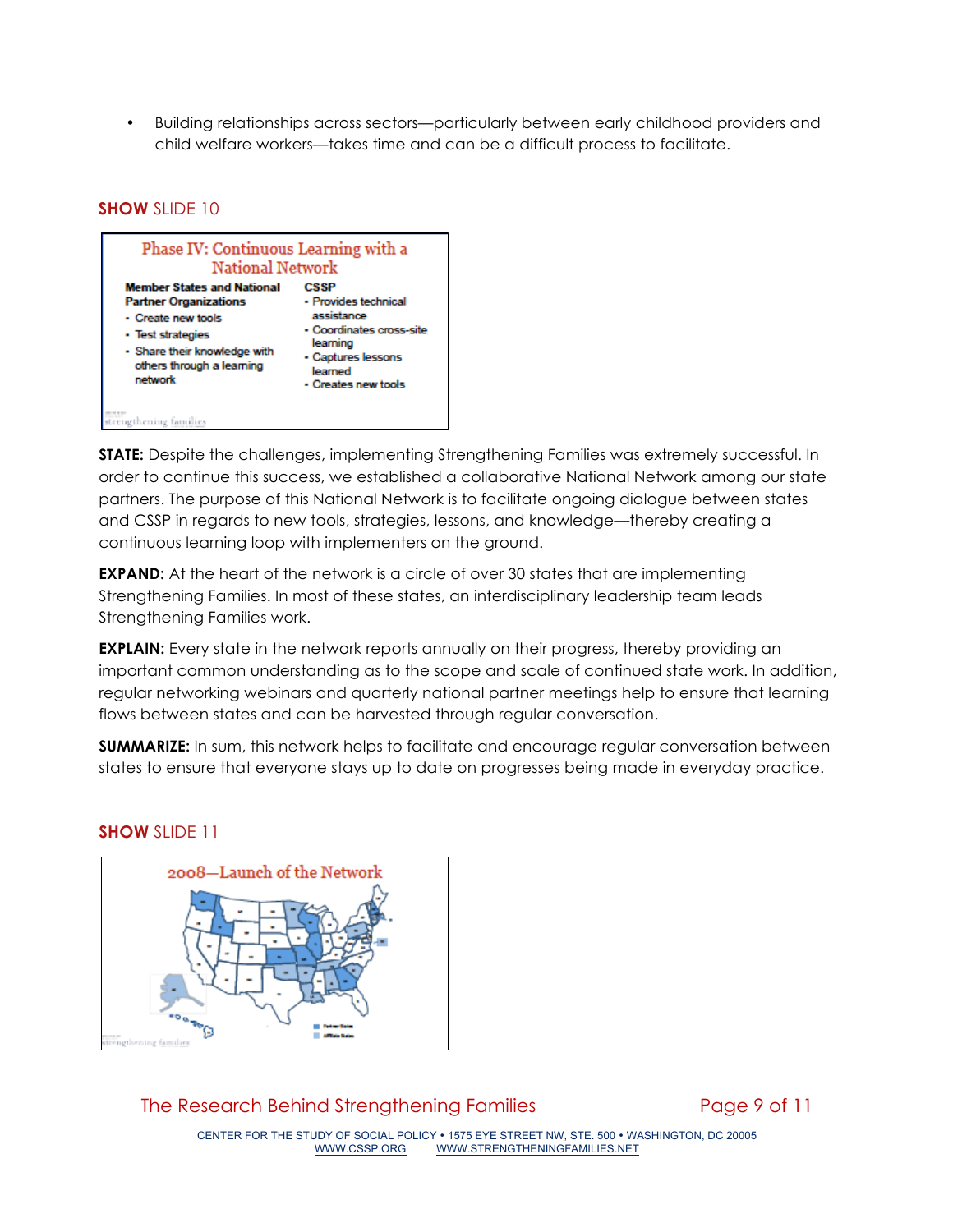- Building relationships across sectors—particularly between early childhood providers and child welfare workers—takes time and can be a difficult process to facilitate.

**SHOW** SLIDE 10

Phase IV: Continuous Learning with a National Network

| Member States and National Partner Organizations | CSSP |
|---|---|
| • Create new tools<br>• Test strategies<br>• Share their knowledge with others through a learning network | • Provides technical assistance<br>• Coordinates cross-site learning<br>• Captures lessons learned<br>• Creates new tools |

**STATE:** Despite the challenges, implementing Strengthening Families was extremely successful. In order to continue this success, we established a collaborative National Network among our state partners. The purpose of this National Network is to facilitate ongoing dialogue between states and CSSP in regards to new tools, strategies, lessons, and knowledge—thereby creating a continuous learning loop with implementers on the ground.

**EXPAND:** At the heart of the network is a circle of over 30 states that are implementing Strengthening Families. In most of these states, an interdisciplinary leadership team leads Strengthening Families work.

**EXPLAIN:** Every state in the network reports annually on their progress, thereby providing an important common understanding as to the scope and scale of continued state work. In addition, regular networking webinars and quarterly national partner meetings help to ensure that learning flows between states and can be harvested through regular conversation.

**SUMMARIZE:** In sum, this network helps to facilitate and encourage regular conversation between states to ensure that everyone stays up to date on progresses being made in everyday practice.

**SHOW** SLIDE 11

2008—Launch of the Network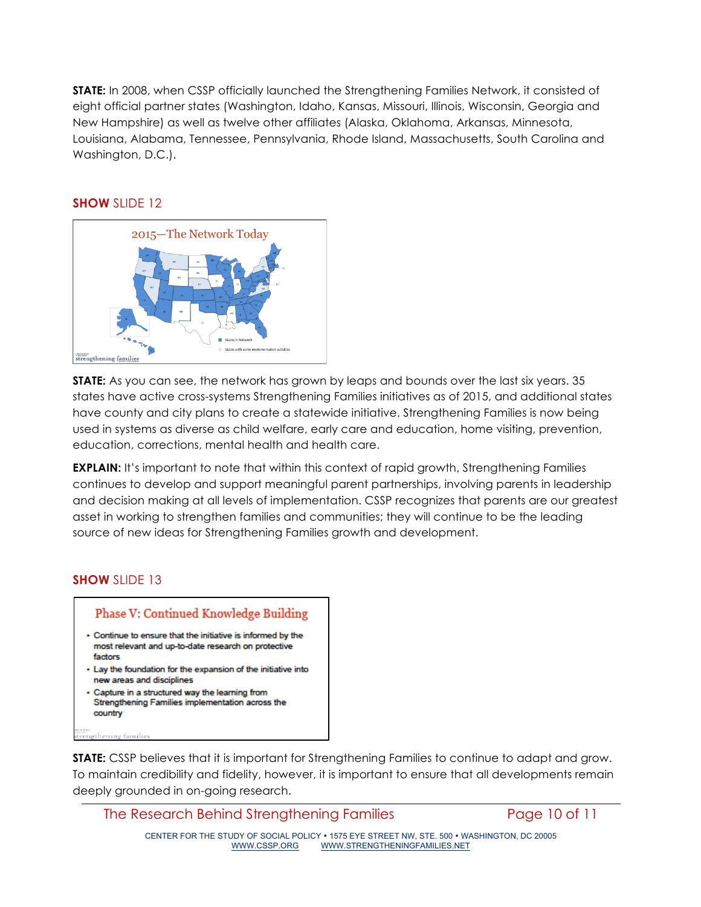**STATE:** In 2008, when CSSP officially launched the Strengthening Families Network, it consisted of eight official partner states (Washington, Idaho, Kansas, Missouri, Illinois, Wisconsin, Georgia and New Hampshire) as well as twelve other affiliates (Alaska, Oklahoma, Arkansas, Minnesota, Louisiana, Alabama, Tennessee, Pennsylvania, Rhode Island, Massachusetts, South Carolina and Washington, D.C.).

**SHOW** SLIDE 12

**STATE:** As you can see, the network has grown by leaps and bounds over the last six years. 35 states have active cross-systems Strengthening Families initiatives as of 2015, and additional states have county and city plans to create a statewide initiative. Strengthening Families is now being used in systems as diverse as child welfare, early care and education, home visiting, prevention, education, corrections, mental health and health care.

**EXPLAIN:** It's important to note that within this context of rapid growth, Strengthening Families continues to develop and support meaningful parent partnerships, involving parents in leadership and decision making at all levels of implementation. CSSP recognizes that parents are our greatest asset in working to strengthen families and communities; they will continue to be the leading source of new ideas for Strengthening Families growth and development.

**SHOW** SLIDE 13

**STATE:** CSSP believes that it is important for Strengthening Families to continue to adapt and grow. To maintain credibility and fidelity, however, it is important to ensure that all developments remain deeply grounded in on-going research.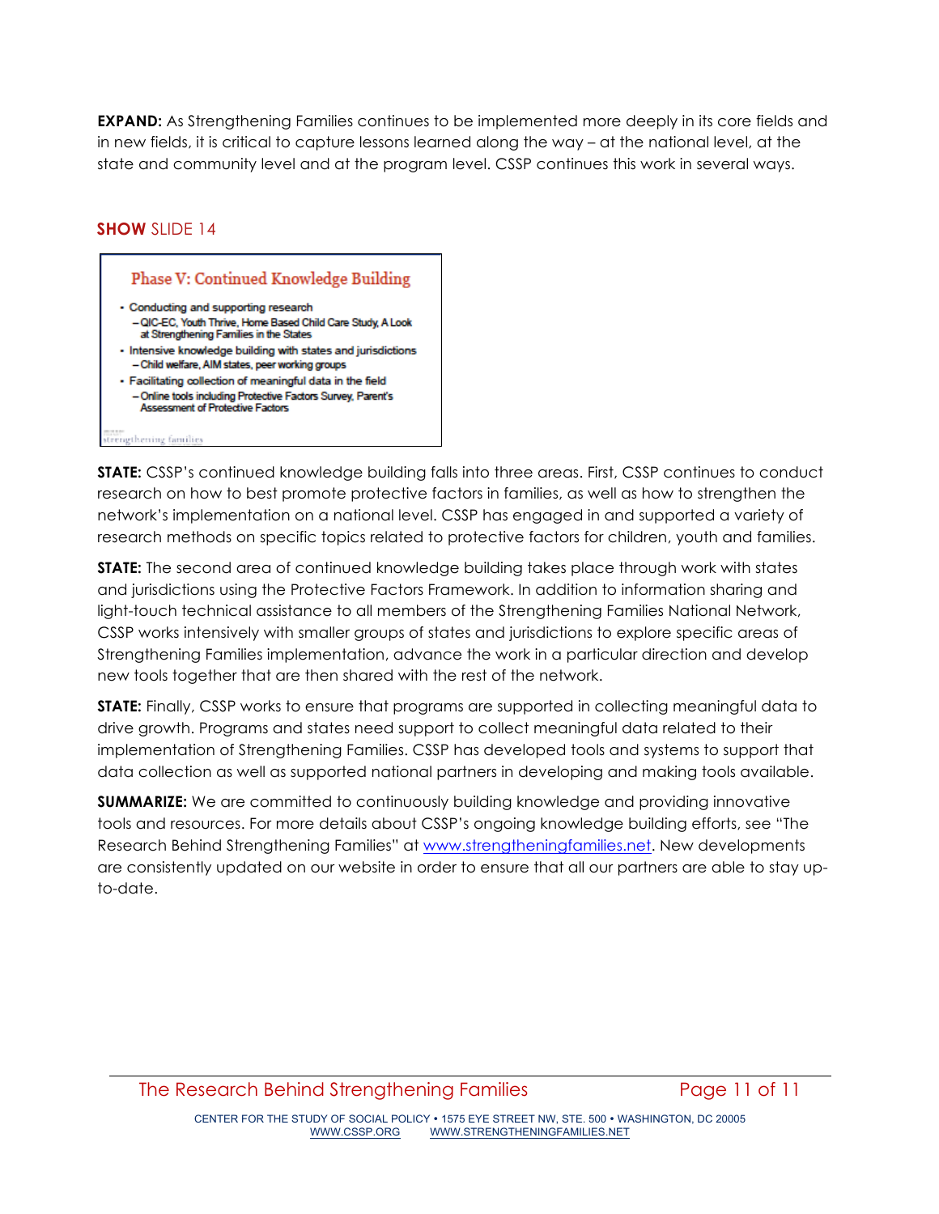**EXPAND:** As Strengthening Families continues to be implemented more deeply in its core fields and in new fields, it is critical to capture lessons learned along the way – at the national level, at the state and community level and at the program level. CSSP continues this work in several ways.

**SHOW** SLIDE 14

Phase V: Continued Knowledge Building

- Conducting and supporting research
  - QIC-EC, Youth Thrive, Home Based Child Care Study, A Look at Strengthening Families in the States
- Intensive knowledge building with states and jurisdictions
  - Child welfare, AIM states, peer working groups
- Facilitating collection of meaningful data in the field
  - Online tools including Protective Factors Survey, Parent's Assessment of Protective Factors

**STATE:** CSSP's continued knowledge building falls into three areas. First, CSSP continues to conduct research on how to best promote protective factors in families, as well as how to strengthen the network's implementation on a national level. CSSP has engaged in and supported a variety of research methods on specific topics related to protective factors for children, youth and families.

**STATE:** The second area of continued knowledge building takes place through work with states and jurisdictions using the Protective Factors Framework. In addition to information sharing and light-touch technical assistance to all members of the Strengthening Families National Network, CSSP works intensively with smaller groups of states and jurisdictions to explore specific areas of Strengthening Families implementation, advance the work in a particular direction and develop new tools together that are then shared with the rest of the network.

**STATE:** Finally, CSSP works to ensure that programs are supported in collecting meaningful data to drive growth. Programs and states need support to collect meaningful data related to their implementation of Strengthening Families. CSSP has developed tools and systems to support that data collection as well as supported national partners in developing and making tools available.

**SUMMARIZE:** We are committed to continuously building knowledge and providing innovative tools and resources. For more details about CSSP's ongoing knowledge building efforts, see "The Research Behind Strengthening Families" at www.strengtheningfamilies.net. New developments are consistently updated on our website in order to ensure that all our partners are able to stay up-to-date.